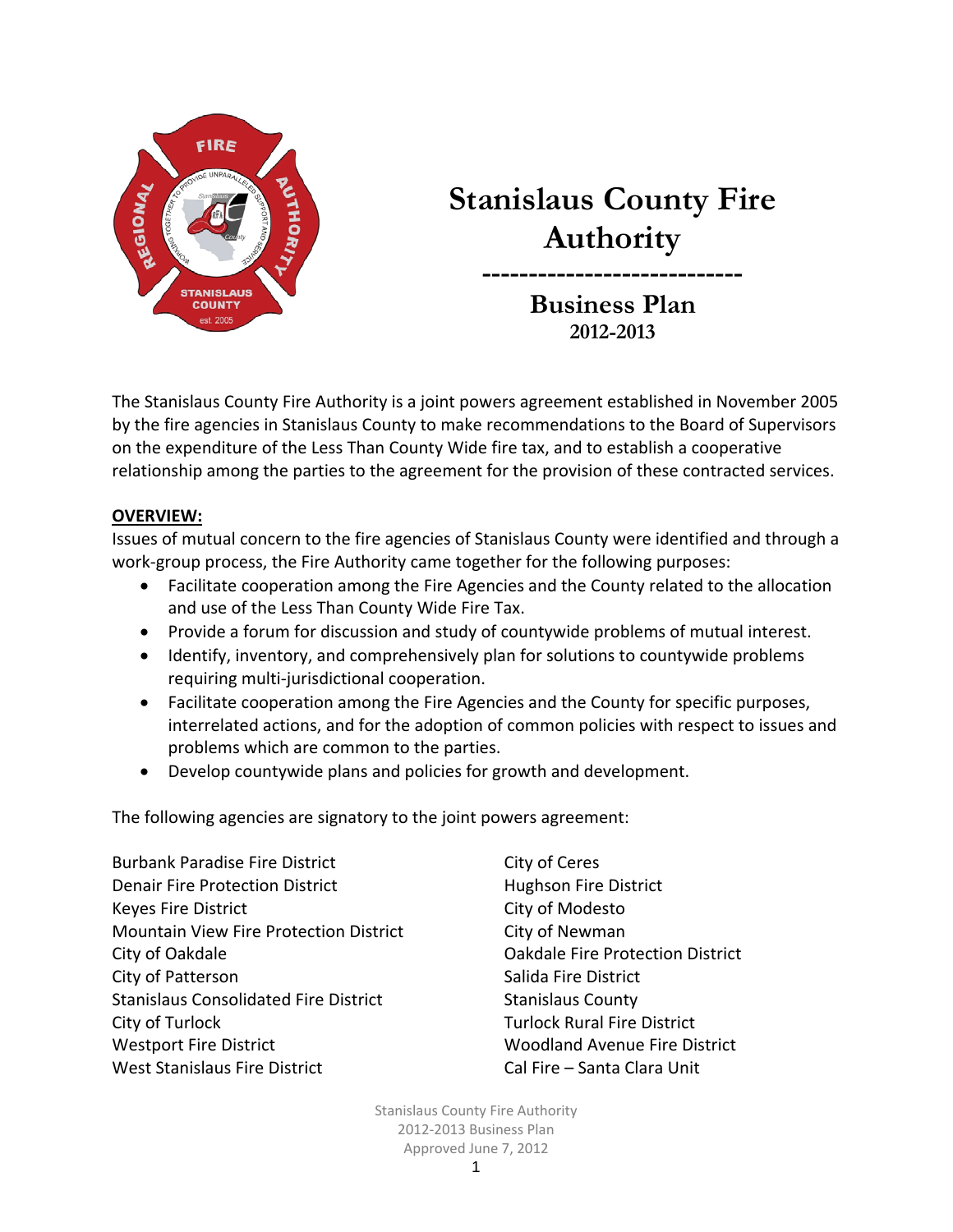# Stanislaus County Fire Authority

---

## Business Plan
### 2012-2013

The Stanislaus County Fire Authority is a joint powers agreement established in November 2005 by the fire agencies in Stanislaus County to make recommendations to the Board of Supervisors on the expenditure of the Less Than County Wide fire tax, and to establish a cooperative relationship among the parties to the agreement for the provision of these contracted services.

**OVERVIEW:**

Issues of mutual concern to the fire agencies of Stanislaus County were identified and through a work-group process, the Fire Authority came together for the following purposes:

- Facilitate cooperation among the Fire Agencies and the County related to the allocation and use of the Less Than County Wide Fire Tax.
- Provide a forum for discussion and study of countywide problems of mutual interest.
- Identify, inventory, and comprehensively plan for solutions to countywide problems requiring multi-jurisdictional cooperation.
- Facilitate cooperation among the Fire Agencies and the County for specific purposes, interrelated actions, and for the adoption of common policies with respect to issues and problems which are common to the parties.
- Develop countywide plans and policies for growth and development.

The following agencies are signatory to the joint powers agreement:

Burbank Paradise Fire District
Denair Fire Protection District
Keyes Fire District
Mountain View Fire Protection District
City of Oakdale
City of Patterson
Stanislaus Consolidated Fire District
City of Turlock
Westport Fire District
West Stanislaus Fire District
City of Ceres
Hughson Fire District
City of Modesto
City of Newman
Oakdale Fire Protection District
Salida Fire District
Stanislaus County
Turlock Rural Fire District
Woodland Avenue Fire District
Cal Fire – Santa Clara Unit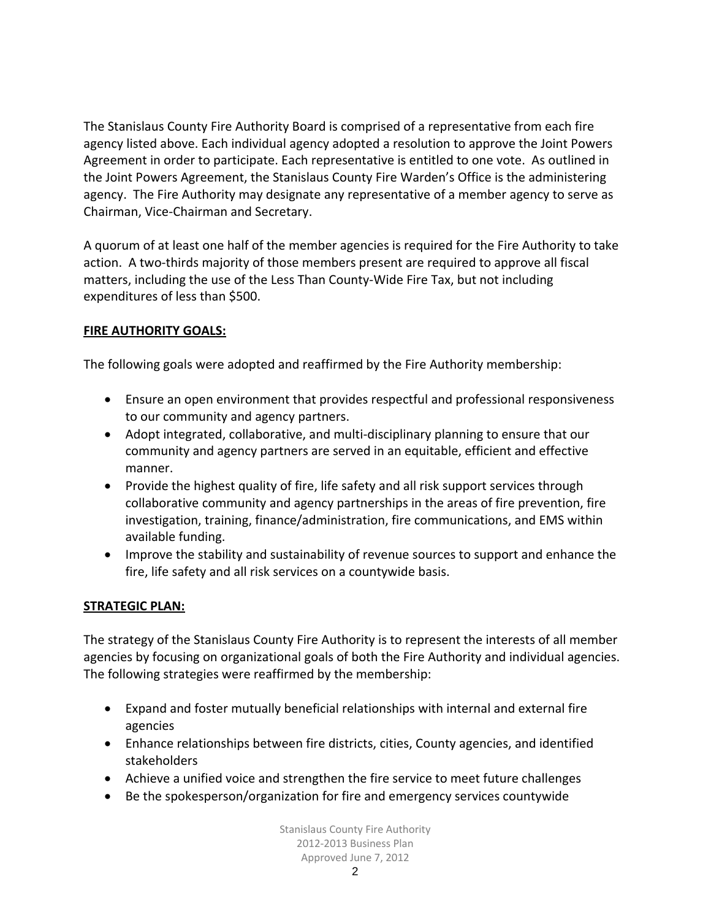The Stanislaus County Fire Authority Board is comprised of a representative from each fire agency listed above. Each individual agency adopted a resolution to approve the Joint Powers Agreement in order to participate. Each representative is entitled to one vote. As outlined in the Joint Powers Agreement, the Stanislaus County Fire Warden's Office is the administering agency. The Fire Authority may designate any representative of a member agency to serve as Chairman, Vice-Chairman and Secretary.

A quorum of at least one half of the member agencies is required for the Fire Authority to take action. A two-thirds majority of those members present are required to approve all fiscal matters, including the use of the Less Than County-Wide Fire Tax, but not including expenditures of less than $500.

## FIRE AUTHORITY GOALS:

The following goals were adopted and reaffirmed by the Fire Authority membership:

- Ensure an open environment that provides respectful and professional responsiveness to our community and agency partners.
- Adopt integrated, collaborative, and multi-disciplinary planning to ensure that our community and agency partners are served in an equitable, efficient and effective manner.
- Provide the highest quality of fire, life safety and all risk support services through collaborative community and agency partnerships in the areas of fire prevention, fire investigation, training, finance/administration, fire communications, and EMS within available funding.
- Improve the stability and sustainability of revenue sources to support and enhance the fire, life safety and all risk services on a countywide basis.

## STRATEGIC PLAN:

The strategy of the Stanislaus County Fire Authority is to represent the interests of all member agencies by focusing on organizational goals of both the Fire Authority and individual agencies. The following strategies were reaffirmed by the membership:

- Expand and foster mutually beneficial relationships with internal and external fire agencies
- Enhance relationships between fire districts, cities, County agencies, and identified stakeholders
- Achieve a unified voice and strengthen the fire service to meet future challenges
- Be the spokesperson/organization for fire and emergency services countywide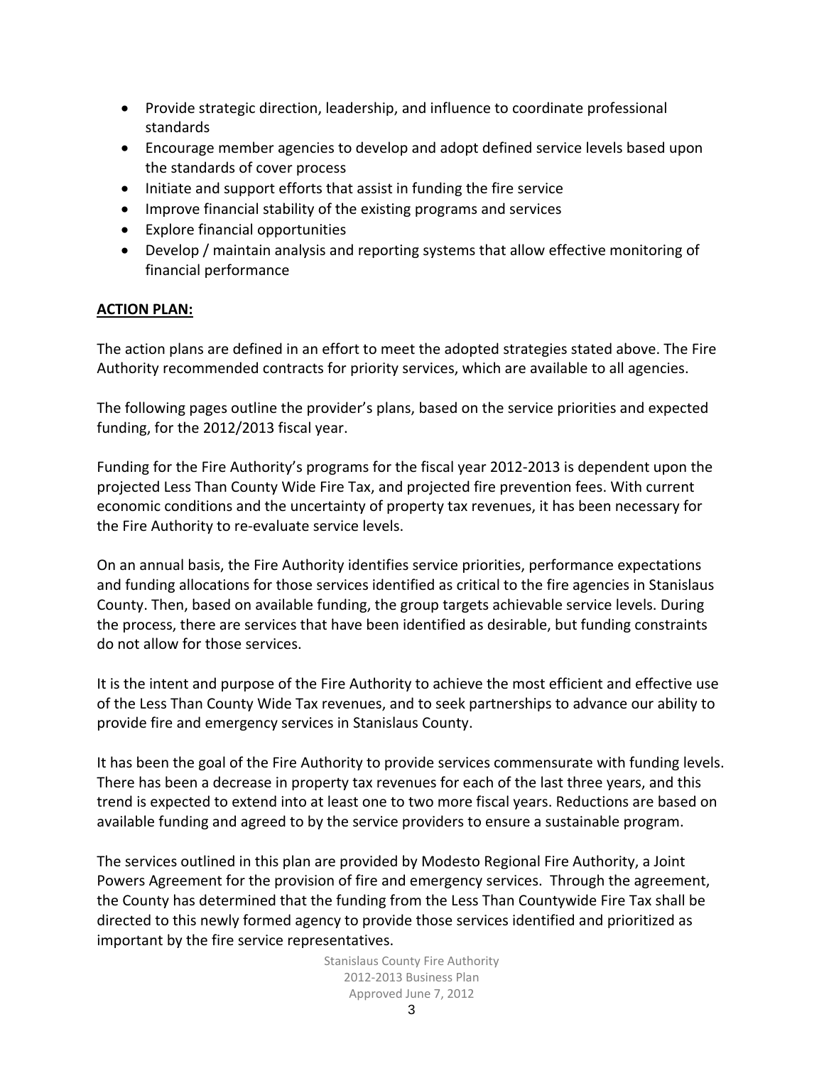- Provide strategic direction, leadership, and influence to coordinate professional standards
- Encourage member agencies to develop and adopt defined service levels based upon the standards of cover process
- Initiate and support efforts that assist in funding the fire service
- Improve financial stability of the existing programs and services
- Explore financial opportunities
- Develop / maintain analysis and reporting systems that allow effective monitoring of financial performance

**ACTION PLAN:**

The action plans are defined in an effort to meet the adopted strategies stated above. The Fire Authority recommended contracts for priority services, which are available to all agencies.

The following pages outline the provider's plans, based on the service priorities and expected funding, for the 2012/2013 fiscal year.

Funding for the Fire Authority's programs for the fiscal year 2012-2013 is dependent upon the projected Less Than County Wide Fire Tax, and projected fire prevention fees. With current economic conditions and the uncertainty of property tax revenues, it has been necessary for the Fire Authority to re-evaluate service levels.

On an annual basis, the Fire Authority identifies service priorities, performance expectations and funding allocations for those services identified as critical to the fire agencies in Stanislaus County. Then, based on available funding, the group targets achievable service levels. During the process, there are services that have been identified as desirable, but funding constraints do not allow for those services.

It is the intent and purpose of the Fire Authority to achieve the most efficient and effective use of the Less Than County Wide Tax revenues, and to seek partnerships to advance our ability to provide fire and emergency services in Stanislaus County.

It has been the goal of the Fire Authority to provide services commensurate with funding levels. There has been a decrease in property tax revenues for each of the last three years, and this trend is expected to extend into at least one to two more fiscal years. Reductions are based on available funding and agreed to by the service providers to ensure a sustainable program.

The services outlined in this plan are provided by Modesto Regional Fire Authority, a Joint Powers Agreement for the provision of fire and emergency services. Through the agreement, the County has determined that the funding from the Less Than Countywide Fire Tax shall be directed to this newly formed agency to provide those services identified and prioritized as important by the fire service representatives.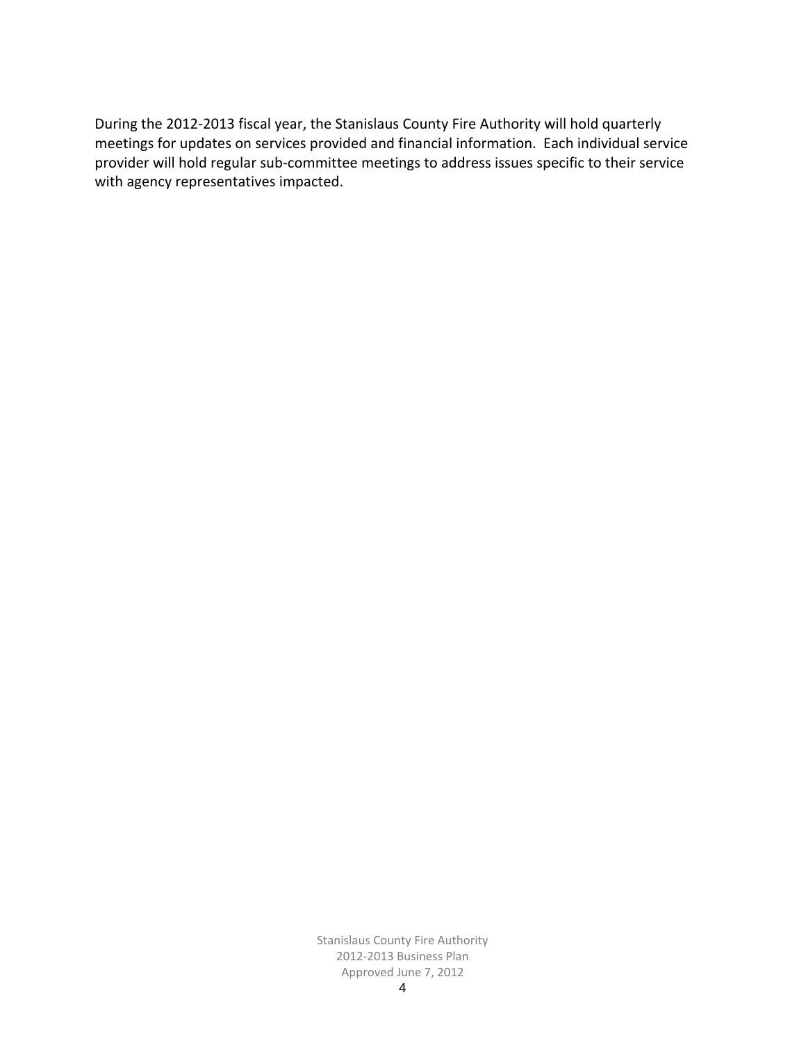During the 2012-2013 fiscal year, the Stanislaus County Fire Authority will hold quarterly meetings for updates on services provided and financial information. Each individual service provider will hold regular sub-committee meetings to address issues specific to their service with agency representatives impacted.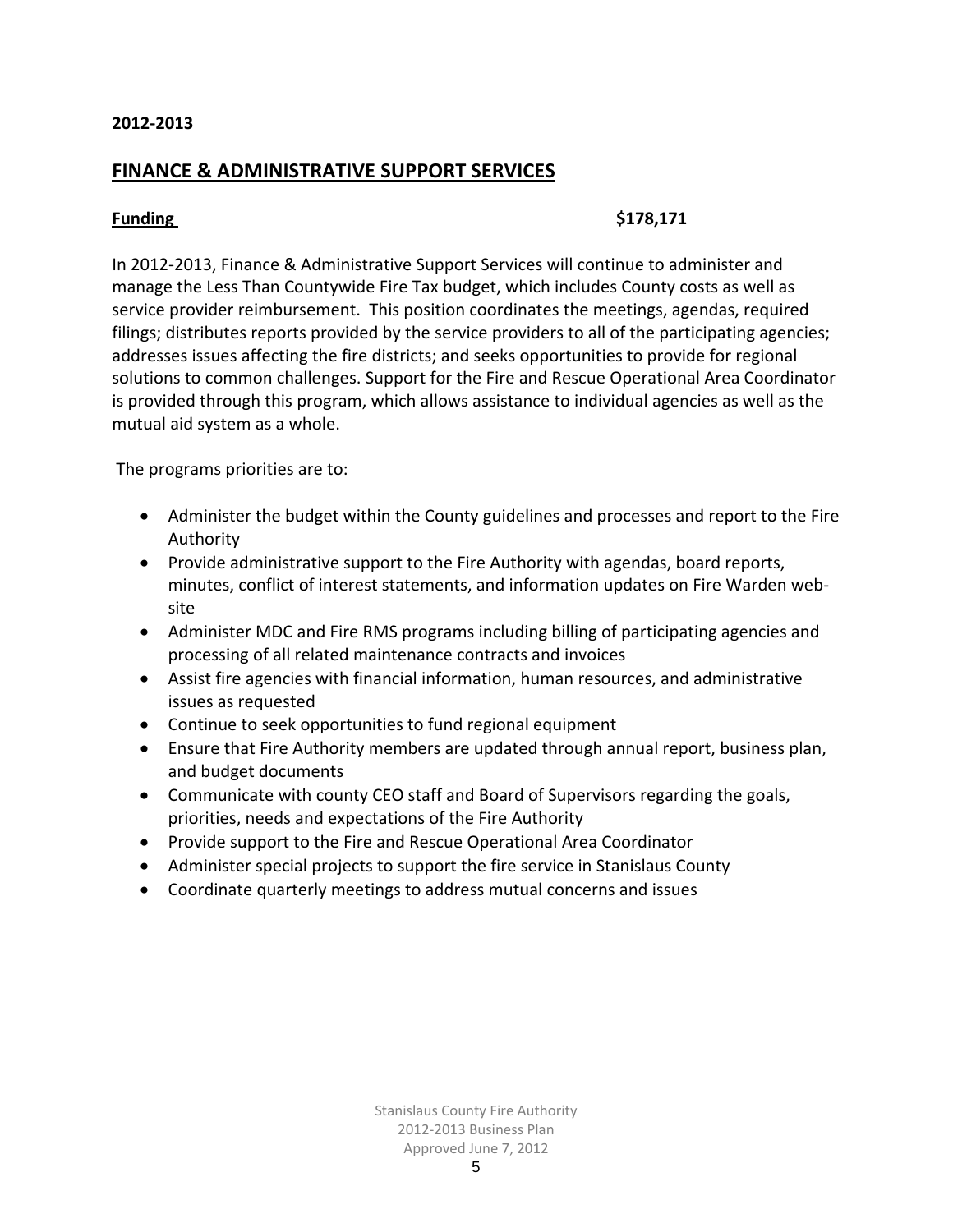**2012-2013**

## FINANCE & ADMINISTRATIVE SUPPORT SERVICES

**Funding** **$178,171**

In 2012-2013, Finance & Administrative Support Services will continue to administer and manage the Less Than Countywide Fire Tax budget, which includes County costs as well as service provider reimbursement. This position coordinates the meetings, agendas, required filings; distributes reports provided by the service providers to all of the participating agencies; addresses issues affecting the fire districts; and seeks opportunities to provide for regional solutions to common challenges. Support for the Fire and Rescue Operational Area Coordinator is provided through this program, which allows assistance to individual agencies as well as the mutual aid system as a whole.

The programs priorities are to:

- Administer the budget within the County guidelines and processes and report to the Fire Authority
- Provide administrative support to the Fire Authority with agendas, board reports, minutes, conflict of interest statements, and information updates on Fire Warden web-site
- Administer MDC and Fire RMS programs including billing of participating agencies and processing of all related maintenance contracts and invoices
- Assist fire agencies with financial information, human resources, and administrative issues as requested
- Continue to seek opportunities to fund regional equipment
- Ensure that Fire Authority members are updated through annual report, business plan, and budget documents
- Communicate with county CEO staff and Board of Supervisors regarding the goals, priorities, needs and expectations of the Fire Authority
- Provide support to the Fire and Rescue Operational Area Coordinator
- Administer special projects to support the fire service in Stanislaus County
- Coordinate quarterly meetings to address mutual concerns and issues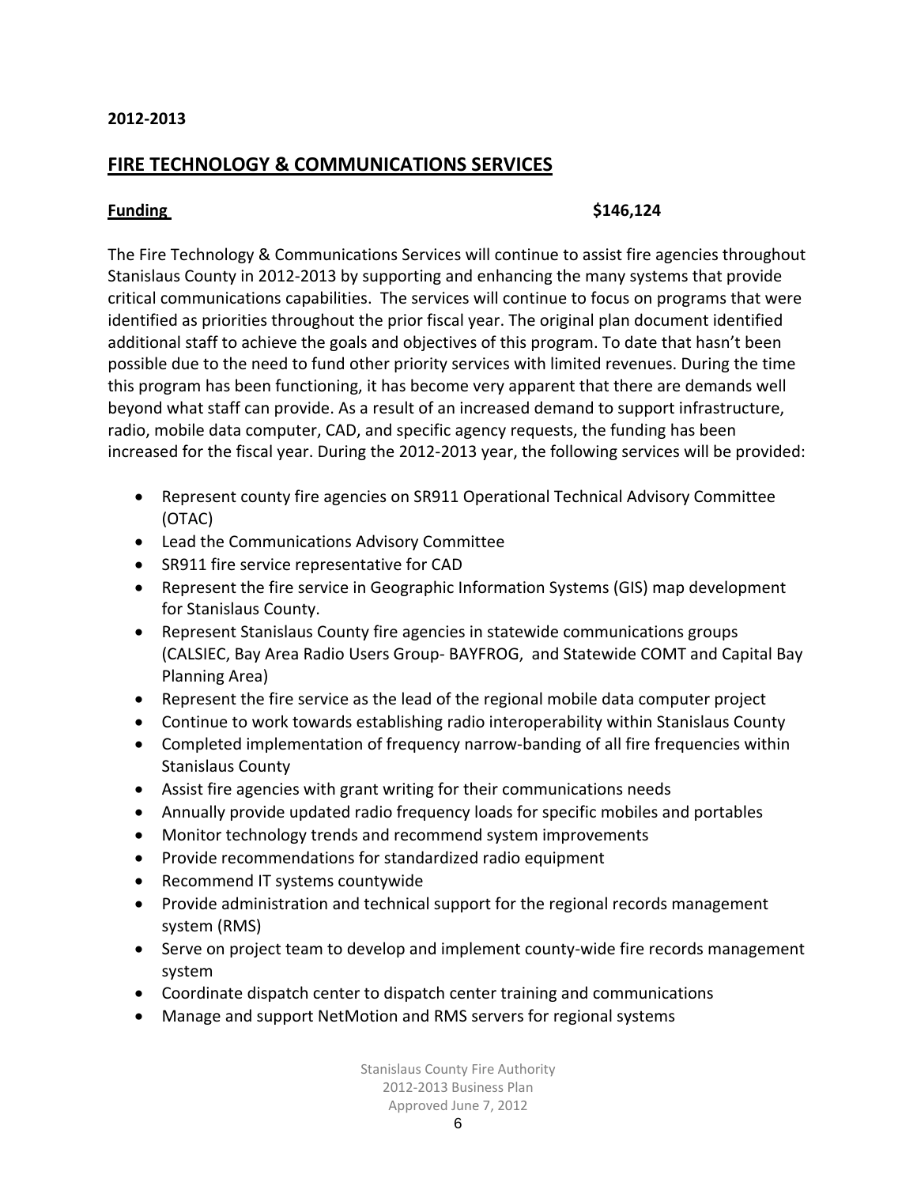**2012-2013**

## FIRE TECHNOLOGY & COMMUNICATIONS SERVICES

**Funding** **$146,124**

The Fire Technology & Communications Services will continue to assist fire agencies throughout Stanislaus County in 2012-2013 by supporting and enhancing the many systems that provide critical communications capabilities. The services will continue to focus on programs that were identified as priorities throughout the prior fiscal year. The original plan document identified additional staff to achieve the goals and objectives of this program. To date that hasn't been possible due to the need to fund other priority services with limited revenues. During the time this program has been functioning, it has become very apparent that there are demands well beyond what staff can provide. As a result of an increased demand to support infrastructure, radio, mobile data computer, CAD, and specific agency requests, the funding has been increased for the fiscal year. During the 2012-2013 year, the following services will be provided:

- Represent county fire agencies on SR911 Operational Technical Advisory Committee (OTAC)
- Lead the Communications Advisory Committee
- SR911 fire service representative for CAD
- Represent the fire service in Geographic Information Systems (GIS) map development for Stanislaus County.
- Represent Stanislaus County fire agencies in statewide communications groups (CALSIEC, Bay Area Radio Users Group- BAYFROG, and Statewide COMT and Capital Bay Planning Area)
- Represent the fire service as the lead of the regional mobile data computer project
- Continue to work towards establishing radio interoperability within Stanislaus County
- Completed implementation of frequency narrow-banding of all fire frequencies within Stanislaus County
- Assist fire agencies with grant writing for their communications needs
- Annually provide updated radio frequency loads for specific mobiles and portables
- Monitor technology trends and recommend system improvements
- Provide recommendations for standardized radio equipment
- Recommend IT systems countywide
- Provide administration and technical support for the regional records management system (RMS)
- Serve on project team to develop and implement county-wide fire records management system
- Coordinate dispatch center to dispatch center training and communications
- Manage and support NetMotion and RMS servers for regional systems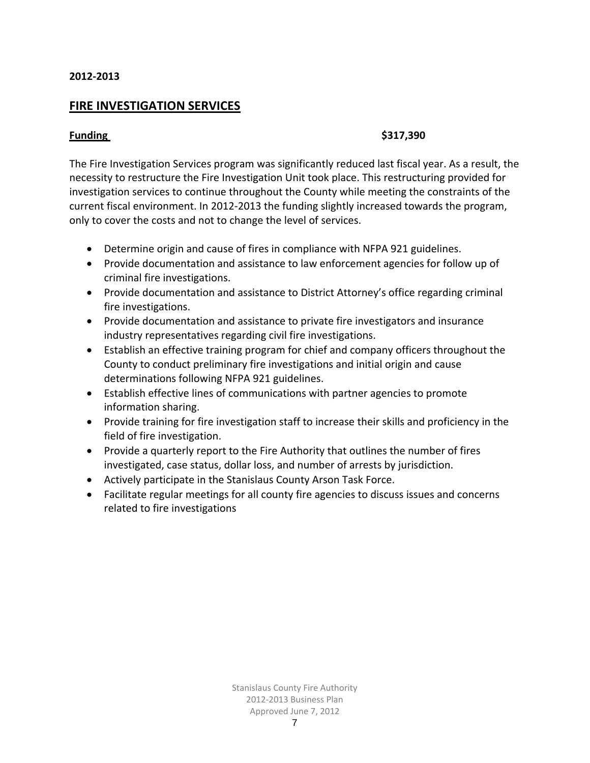**2012-2013**

## FIRE INVESTIGATION SERVICES

**Funding** **$317,390**

The Fire Investigation Services program was significantly reduced last fiscal year. As a result, the necessity to restructure the Fire Investigation Unit took place. This restructuring provided for investigation services to continue throughout the County while meeting the constraints of the current fiscal environment. In 2012-2013 the funding slightly increased towards the program, only to cover the costs and not to change the level of services.

- Determine origin and cause of fires in compliance with NFPA 921 guidelines.
- Provide documentation and assistance to law enforcement agencies for follow up of criminal fire investigations.
- Provide documentation and assistance to District Attorney's office regarding criminal fire investigations.
- Provide documentation and assistance to private fire investigators and insurance industry representatives regarding civil fire investigations.
- Establish an effective training program for chief and company officers throughout the County to conduct preliminary fire investigations and initial origin and cause determinations following NFPA 921 guidelines.
- Establish effective lines of communications with partner agencies to promote information sharing.
- Provide training for fire investigation staff to increase their skills and proficiency in the field of fire investigation.
- Provide a quarterly report to the Fire Authority that outlines the number of fires investigated, case status, dollar loss, and number of arrests by jurisdiction.
- Actively participate in the Stanislaus County Arson Task Force.
- Facilitate regular meetings for all county fire agencies to discuss issues and concerns related to fire investigations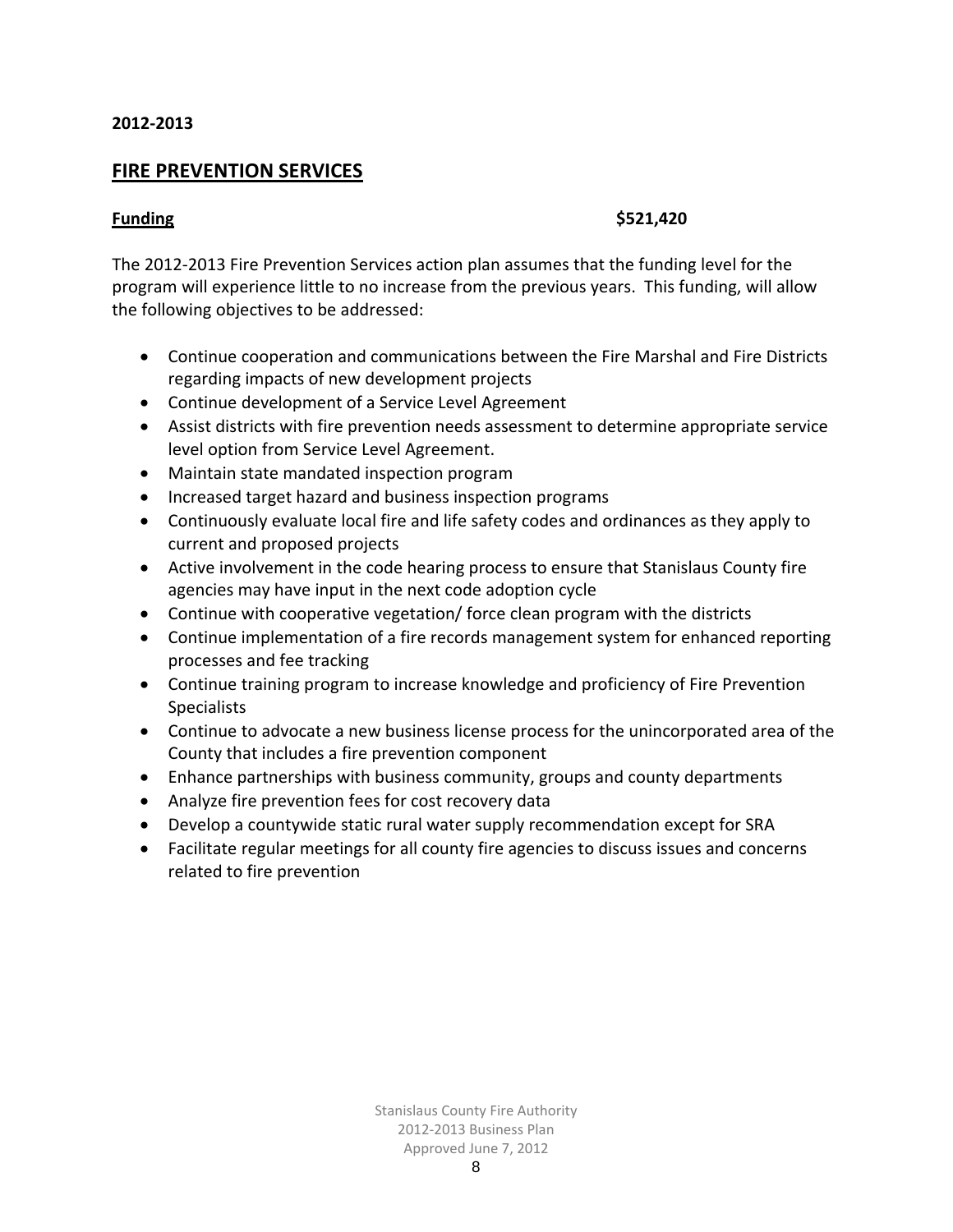**2012-2013**

## FIRE PREVENTION SERVICES

**Funding** **$521,420**

The 2012-2013 Fire Prevention Services action plan assumes that the funding level for the program will experience little to no increase from the previous years. This funding, will allow the following objectives to be addressed:

- Continue cooperation and communications between the Fire Marshal and Fire Districts regarding impacts of new development projects
- Continue development of a Service Level Agreement
- Assist districts with fire prevention needs assessment to determine appropriate service level option from Service Level Agreement.
- Maintain state mandated inspection program
- Increased target hazard and business inspection programs
- Continuously evaluate local fire and life safety codes and ordinances as they apply to current and proposed projects
- Active involvement in the code hearing process to ensure that Stanislaus County fire agencies may have input in the next code adoption cycle
- Continue with cooperative vegetation/ force clean program with the districts
- Continue implementation of a fire records management system for enhanced reporting processes and fee tracking
- Continue training program to increase knowledge and proficiency of Fire Prevention Specialists
- Continue to advocate a new business license process for the unincorporated area of the County that includes a fire prevention component
- Enhance partnerships with business community, groups and county departments
- Analyze fire prevention fees for cost recovery data
- Develop a countywide static rural water supply recommendation except for SRA
- Facilitate regular meetings for all county fire agencies to discuss issues and concerns related to fire prevention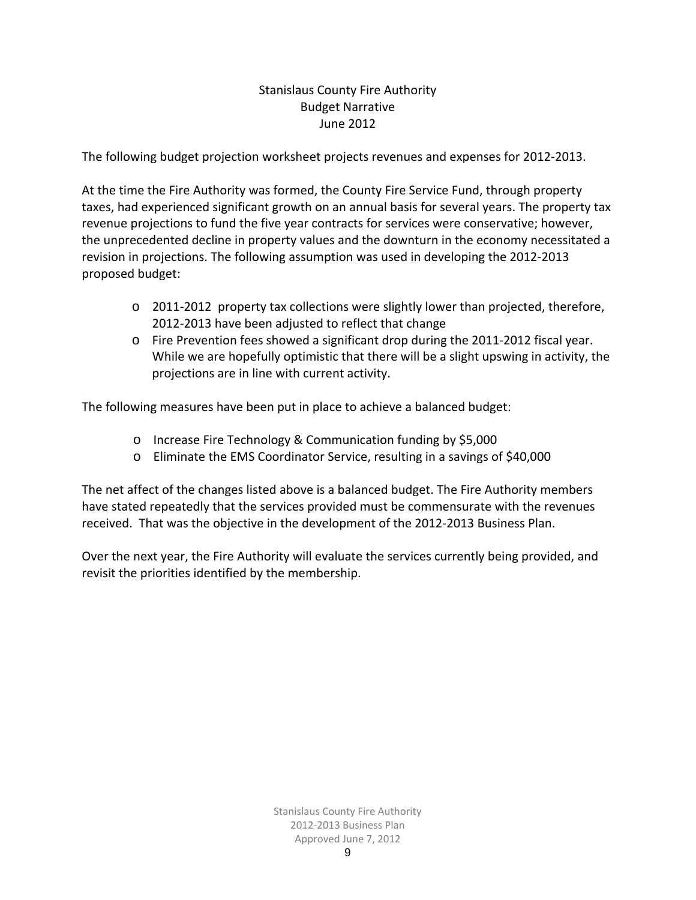# Stanislaus County Fire Authority
## Budget Narrative
### June 2012

The following budget projection worksheet projects revenues and expenses for 2012-2013.

At the time the Fire Authority was formed, the County Fire Service Fund, through property taxes, had experienced significant growth on an annual basis for several years. The property tax revenue projections to fund the five year contracts for services were conservative; however, the unprecedented decline in property values and the downturn in the economy necessitated a revision in projections. The following assumption was used in developing the 2012-2013 proposed budget:

- 2011-2012 property tax collections were slightly lower than projected, therefore, 2012-2013 have been adjusted to reflect that change
- Fire Prevention fees showed a significant drop during the 2011-2012 fiscal year. While we are hopefully optimistic that there will be a slight upswing in activity, the projections are in line with current activity.

The following measures have been put in place to achieve a balanced budget:

- Increase Fire Technology & Communication funding by $5,000
- Eliminate the EMS Coordinator Service, resulting in a savings of $40,000

The net affect of the changes listed above is a balanced budget. The Fire Authority members have stated repeatedly that the services provided must be commensurate with the revenues received. That was the objective in the development of the 2012-2013 Business Plan.

Over the next year, the Fire Authority will evaluate the services currently being provided, and revisit the priorities identified by the membership.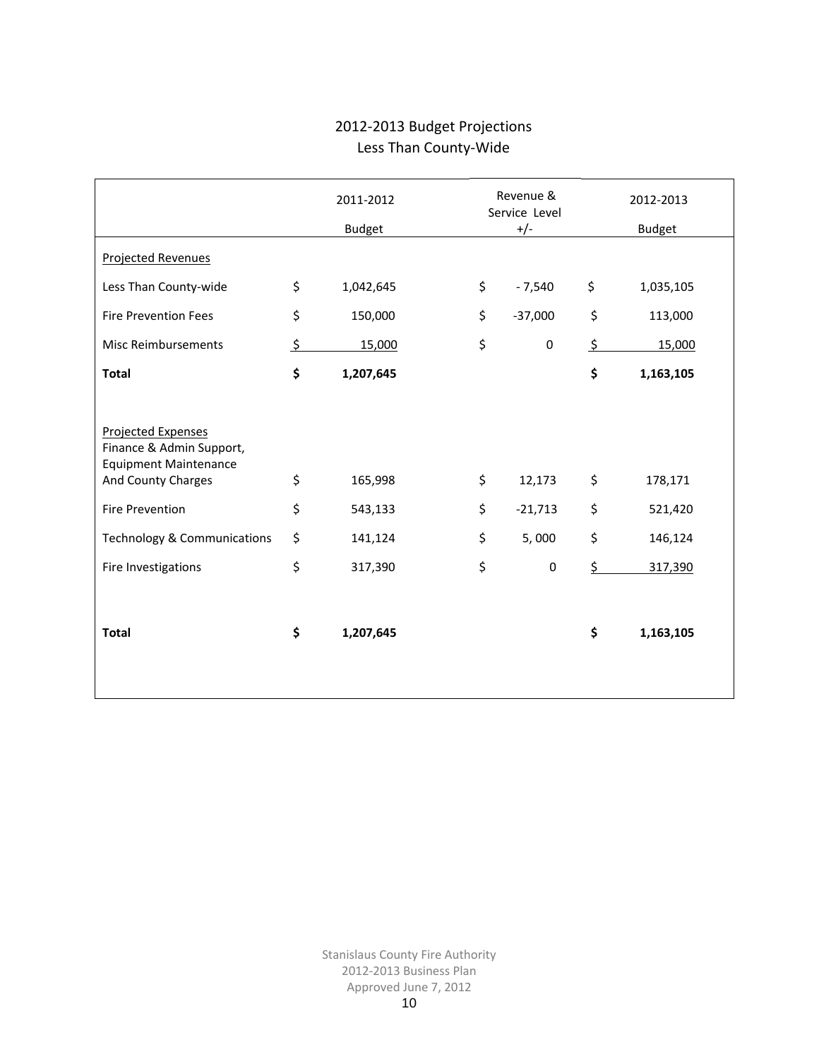# 2012-2013 Budget Projections
## Less Than County-Wide

| | 2011-2012 Budget | Revenue & Service Level +/- | 2012-2013 Budget |
|---|---|---|---|
| Projected Revenues | | | |
| Less Than County-wide | $ 1,042,645 | $ - 7,540 | $ 1,035,105 |
| Fire Prevention Fees | $ 150,000 | $ -37,000 | $ 113,000 |
| Misc Reimbursements | $ 15,000 | $ 0 | $ 15,000 |
| **Total** | **$ 1,207,645** | | **$ 1,163,105** |
| Projected Expenses | | | |
| Finance & Admin Support, Equipment Maintenance And County Charges | $ 165,998 | $ 12,173 | $ 178,171 |
| Fire Prevention | $ 543,133 | $ -21,713 | $ 521,420 |
| Technology & Communications | $ 141,124 | $ 5, 000 | $ 146,124 |
| Fire Investigations | $ 317,390 | $ 0 | $ 317,390 |
| **Total** | **$ 1,207,645** | | **$ 1,163,105** |

Stanislaus County Fire Authority
2012-2013 Business Plan
Approved June 7, 2012